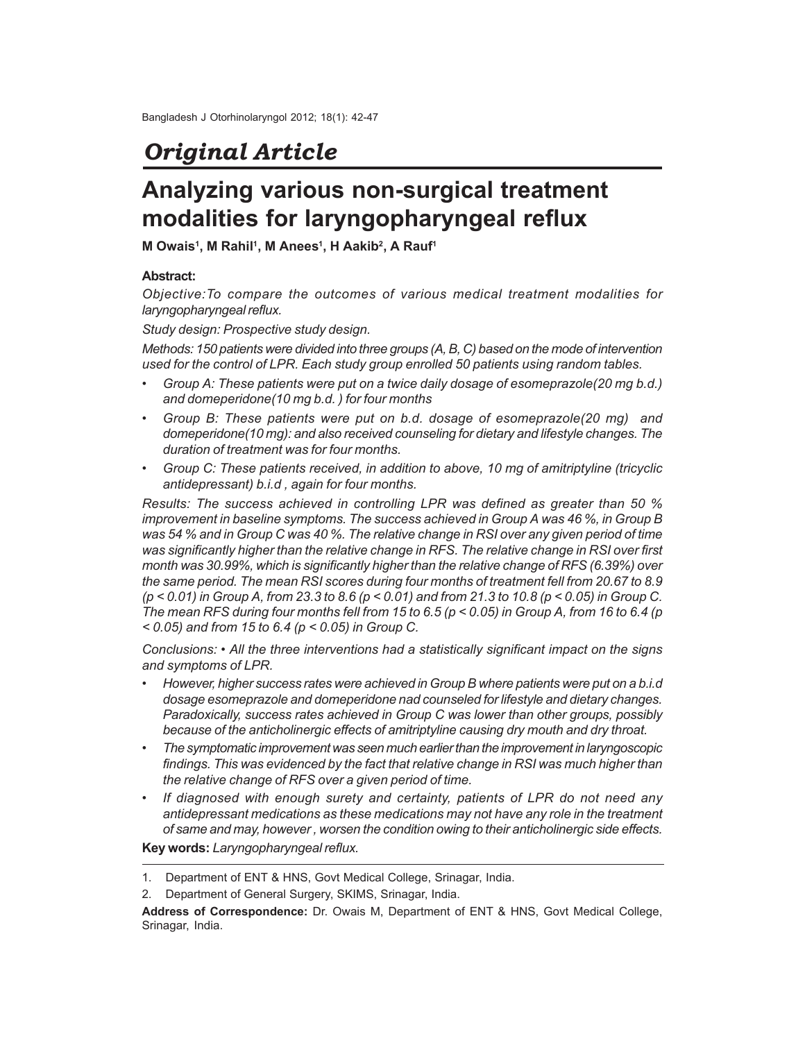*Original Article*

# Analyzing various non-surgical treatment modalities for laryngopharyngeal reflux

**M Owais[1], M Rahil[1], M Anees[1], H Aakib[2], A Rauf[1]**

**Abstract:**

*Objective:To compare the outcomes of various medical treatment modalities for laryngopharyngeal reflux.*

*Study design: Prospective study design.*

*Methods: 150 patients were divided into three groups (A, B, C) based on the mode of intervention used for the control of LPR. Each study group enrolled 50 patients using random tables.*

- *Group A: These patients were put on a twice daily dosage of esomeprazole(20 mg b.d.) and domeperidone(10 mg b.d. ) for four months*
- *Group B: These patients were put on b.d. dosage of esomeprazole(20 mg) and domeperidone(10 mg): and also received counseling for dietary and lifestyle changes. The duration of treatment was for four months.*
- *Group C: These patients received, in addition to above, 10 mg of amitriptyline (tricyclic antidepressant) b.i.d , again for four months.*

*Results: The success achieved in controlling LPR was defined as greater than 50 % improvement in baseline symptoms. The success achieved in Group A was 46 %, in Group B was 54 % and in Group C was 40 %. The relative change in RSI over any given period of time was significantly higher than the relative change in RFS. The relative change in RSI over first month was 30.99%, which is significantly higher than the relative change of RFS (6.39%) over the same period. The mean RSI scores during four months of treatment fell from 20.67 to 8.9 ($p < 0.01$) in Group A, from 23.3 to 8.6 ($p < 0.01$) and from 21.3 to 10.8 ($p < 0.05$) in Group C. The mean RFS during four months fell from 15 to 6.5 ($p < 0.05$) in Group A, from 16 to 6.4 ($p < 0.05$) and from 15 to 6.4 ($p < 0.05$) in Group C.*

*Conclusions: • All the three interventions had a statistically significant impact on the signs and symptoms of LPR.*

- *However, higher success rates were achieved in Group B where patients were put on a b.i.d dosage esomeprazole and domeperidone nad counseled for lifestyle and dietary changes. Paradoxically, success rates achieved in Group C was lower than other groups, possibly because of the anticholinergic effects of amitriptyline causing dry mouth and dry throat.*
- *The symptomatic improvement was seen much earlier than the improvement in laryngoscopic findings. This was evidenced by the fact that relative change in RSI was much higher than the relative change of RFS over a given period of time.*
- *If diagnosed with enough surety and certainty, patients of LPR do not need any antidepressant medications as these medications may not have any role in the treatment of same and may, however , worsen the condition owing to their anticholinergic side effects.*

**Key words:** *Laryngopharyngeal reflux.*

---

1. Department of ENT & HNS, Govt Medical College, Srinagar, India.
2. Department of General Surgery, SKIMS, Srinagar, India.

**Address of Correspondence:** Dr. Owais M, Department of ENT & HNS, Govt Medical College, Srinagar, India.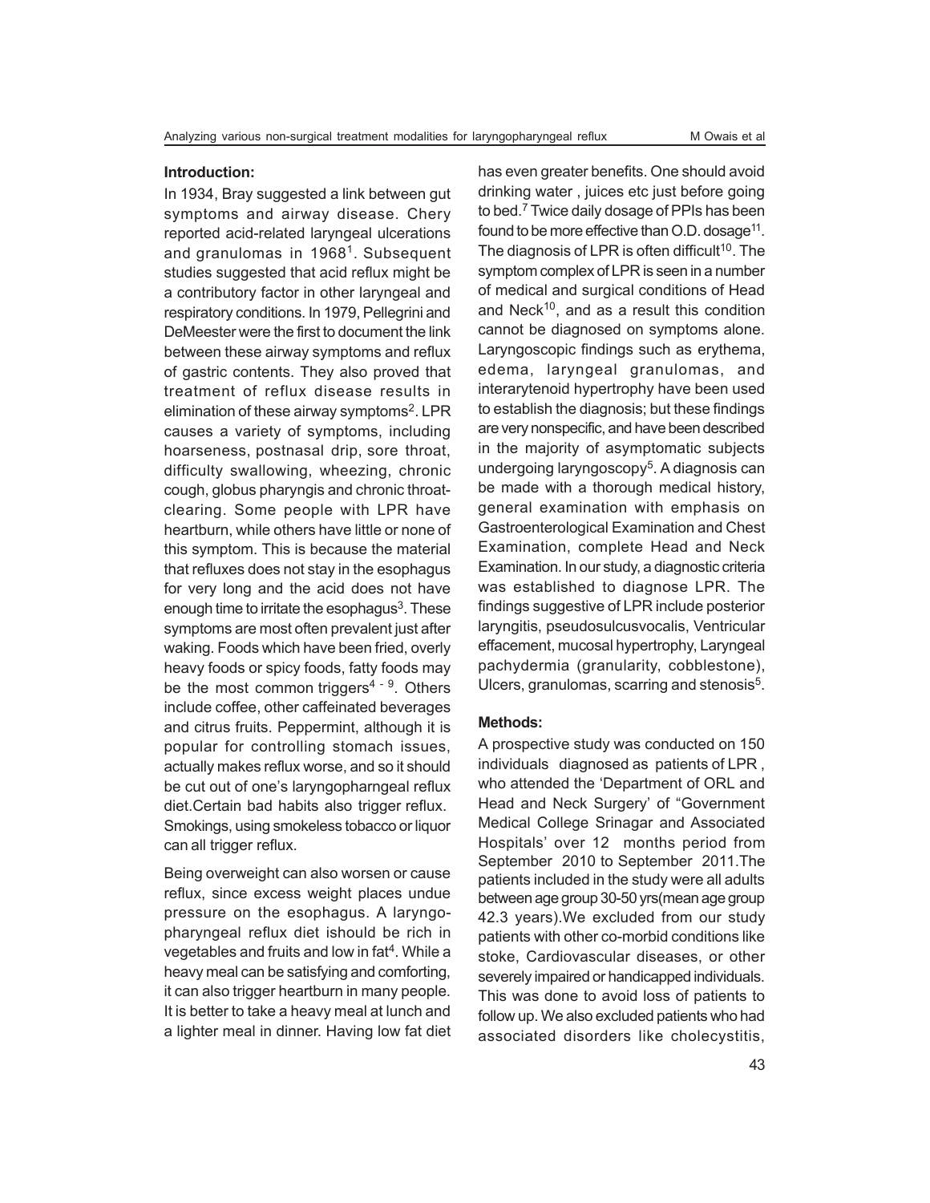## Introduction:

In 1934, Bray suggested a link between gut symptoms and airway disease. Chery reported acid-related laryngeal ulcerations and granulomas in 1968[1]. Subsequent studies suggested that acid reflux might be a contributory factor in other laryngeal and respiratory conditions. In 1979, Pellegrini and DeMeester were the first to document the link between these airway symptoms and reflux of gastric contents. They also proved that treatment of reflux disease results in elimination of these airway symptoms[2]. LPR causes a variety of symptoms, including hoarseness, postnasal drip, sore throat, difficulty swallowing, wheezing, chronic cough, globus pharyngis and chronic throat-clearing. Some people with LPR have heartburn, while others have little or none of this symptom. This is because the material that refluxes does not stay in the esophagus for very long and the acid does not have enough time to irritate the esophagus[3]. These symptoms are most often prevalent just after waking. Foods which have been fried, overly heavy foods or spicy foods, fatty foods may be the most common triggers[4 - 9]. Others include coffee, other caffeinated beverages and citrus fruits. Peppermint, although it is popular for controlling stomach issues, actually makes reflux worse, and so it should be cut out of one's laryngopharngeal reflux diet.Certain bad habits also trigger reflux. Smokings, using smokeless tobacco or liquor can all trigger reflux.

Being overweight can also worsen or cause reflux, since excess weight places undue pressure on the esophagus. A laryngo-pharyngeal reflux diet ishould be rich in vegetables and fruits and low in fat[4]. While a heavy meal can be satisfying and comforting, it can also trigger heartburn in many people. It is better to take a heavy meal at lunch and a lighter meal in dinner. Having low fat diet has even greater benefits. One should avoid drinking water , juices etc just before going to bed.[7] Twice daily dosage of PPIs has been found to be more effective than O.D. dosage[11]. The diagnosis of LPR is often difficult[10]. The symptom complex of LPR is seen in a number of medical and surgical conditions of Head and Neck[10], and as a result this condition cannot be diagnosed on symptoms alone. Laryngoscopic findings such as erythema, edema, laryngeal granulomas, and interarytenoid hypertrophy have been used to establish the diagnosis; but these findings are very nonspecific, and have been described in the majority of asymptomatic subjects undergoing laryngoscopy[5]. A diagnosis can be made with a thorough medical history, general examination with emphasis on Gastroenterological Examination and Chest Examination, complete Head and Neck Examination. In our study, a diagnostic criteria was established to diagnose LPR. The findings suggestive of LPR include posterior laryngitis, pseudosulcusvocalis, Ventricular effacement, mucosal hypertrophy, Laryngeal pachydermia (granularity, cobblestone), Ulcers, granulomas, scarring and stenosis[5].

## Methods:

A prospective study was conducted on 150 individuals diagnosed as patients of LPR , who attended the 'Department of ORL and Head and Neck Surgery' of "Government Medical College Srinagar and Associated Hospitals' over 12 months period from September 2010 to September 2011.The patients included in the study were all adults between age group 30-50 yrs(mean age group 42.3 years).We excluded from our study patients with other co-morbid conditions like stoke, Cardiovascular diseases, or other severely impaired or handicapped individuals. This was done to avoid loss of patients to follow up. We also excluded patients who had associated disorders like cholecystitis,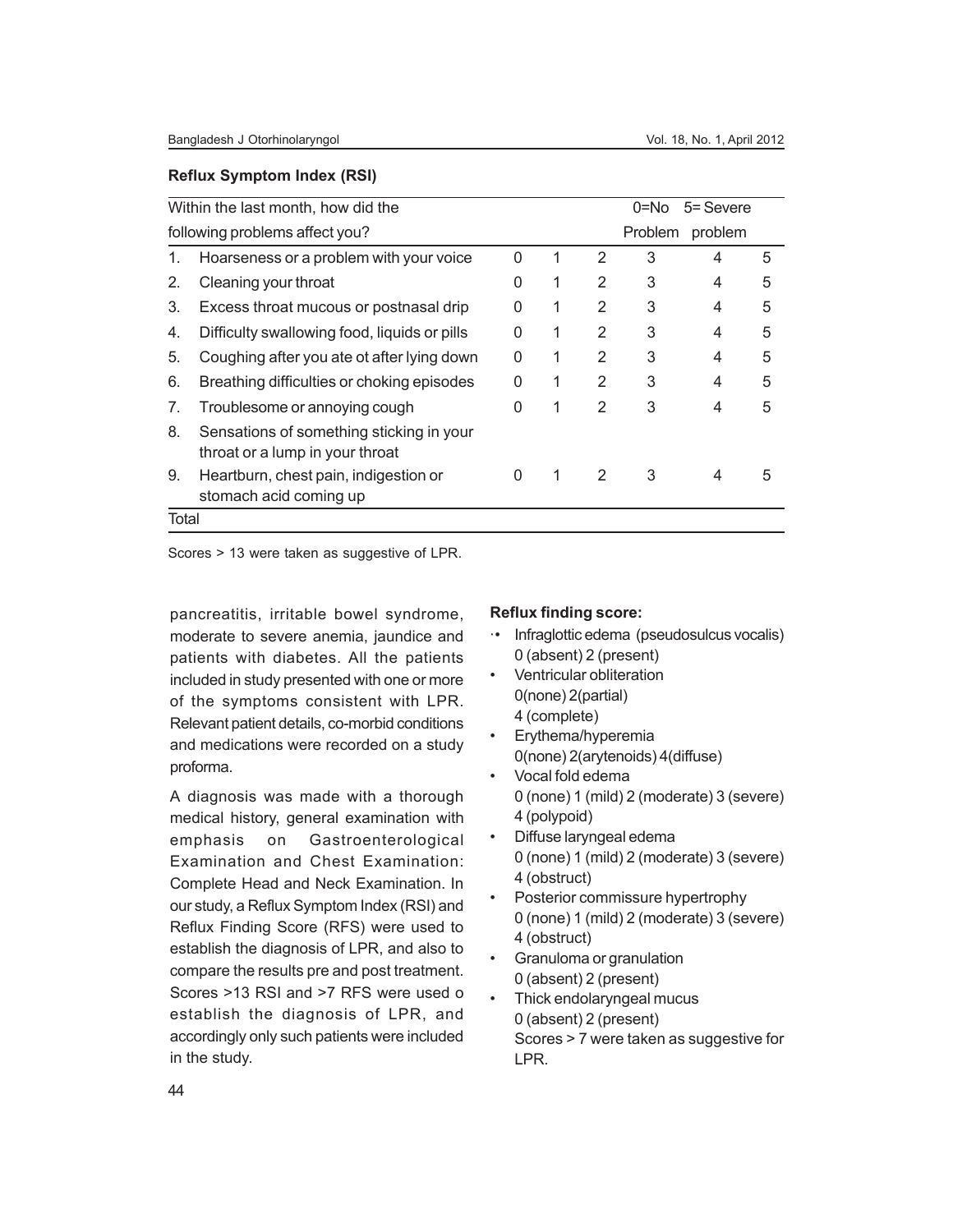**Reflux Symptom Index (RSI)**

| Within the last month, how did the following problems affect you? | | | | 0=No Problem | 5= Severe problem | |
|---|---|---|---|---|---|---|
| 1. Hoarseness or a problem with your voice | 0 | 1 | 2 | 3 | 4 | 5 |
| 2. Cleaning your throat | 0 | 1 | 2 | 3 | 4 | 5 |
| 3. Excess throat mucous or postnasal drip | 0 | 1 | 2 | 3 | 4 | 5 |
| 4. Difficulty swallowing food, liquids or pills | 0 | 1 | 2 | 3 | 4 | 5 |
| 5. Coughing after you ate ot after lying down | 0 | 1 | 2 | 3 | 4 | 5 |
| 6. Breathing difficulties or choking episodes | 0 | 1 | 2 | 3 | 4 | 5 |
| 7. Troublesome or annoying cough | 0 | 1 | 2 | 3 | 4 | 5 |
| 8. Sensations of something sticking in your throat or a lump in your throat | | | | | | |
| 9. Heartburn, chest pain, indigestion or stomach acid coming up | 0 | 1 | 2 | 3 | 4 | 5 |
| Total | | | | | | |

Scores > 13 were taken as suggestive of LPR.

pancreatitis, irritable bowel syndrome, moderate to severe anemia, jaundice and patients with diabetes. All the patients included in study presented with one or more of the symptoms consistent with LPR. Relevant patient details, co-morbid conditions and medications were recorded on a study proforma.

A diagnosis was made with a thorough medical history, general examination with emphasis on Gastroenterological Examination and Chest Examination: Complete Head and Neck Examination. In our study, a Reflux Symptom Index (RSI) and Reflux Finding Score (RFS) were used to establish the diagnosis of LPR, and also to compare the results pre and post treatment. Scores >13 RSI and >7 RFS were used o establish the diagnosis of LPR, and accordingly only such patients were included in the study.

**Reflux finding score:**

- Infraglottic edema (pseudosulcus vocalis) 0 (absent) 2 (present)
- Ventricular obliteration 0(none) 2(partial) 4 (complete)
- Erythema/hyperemia 0(none) 2(arytenoids) 4(diffuse)
- Vocal fold edema 0 (none) 1 (mild) 2 (moderate) 3 (severe) 4 (polypoid)
- Diffuse laryngeal edema 0 (none) 1 (mild) 2 (moderate) 3 (severe) 4 (obstruct)
- Posterior commissure hypertrophy 0 (none) 1 (mild) 2 (moderate) 3 (severe) 4 (obstruct)
- Granuloma or granulation 0 (absent) 2 (present)
- Thick endolaryngeal mucus 0 (absent) 2 (present)

  Scores > 7 were taken as suggestive for LPR.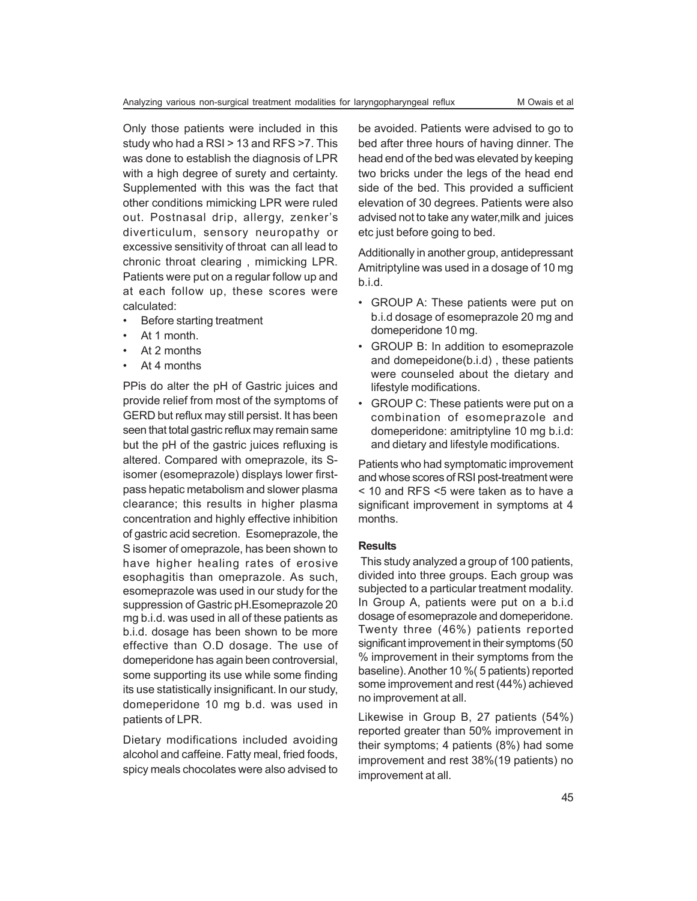Only those patients were included in this study who had a RSI > 13 and RFS >7. This was done to establish the diagnosis of LPR with a high degree of surety and certainty. Supplemented with this was the fact that other conditions mimicking LPR were ruled out. Postnasal drip, allergy, zenker's diverticulum, sensory neuropathy or excessive sensitivity of throat can all lead to chronic throat clearing , mimicking LPR. Patients were put on a regular follow up and at each follow up, these scores were calculated:

- Before starting treatment
- At 1 month.
- At 2 months
- At 4 months

PPis do alter the pH of Gastric juices and provide relief from most of the symptoms of GERD but reflux may still persist. It has been seen that total gastric reflux may remain same but the pH of the gastric juices refluxing is altered. Compared with omeprazole, its S-isomer (esomeprazole) displays lower first-pass hepatic metabolism and slower plasma clearance; this results in higher plasma concentration and highly effective inhibition of gastric acid secretion. Esomeprazole, the S isomer of omeprazole, has been shown to have higher healing rates of erosive esophagitis than omeprazole. As such, esomeprazole was used in our study for the suppression of Gastric pH.Esomeprazole 20 mg b.i.d. was used in all of these patients as b.i.d. dosage has been shown to be more effective than O.D dosage. The use of domeperidone has again been controversial, some supporting its use while some finding its use statistically insignificant. In our study, domeperidone 10 mg b.d. was used in patients of LPR.

Dietary modifications included avoiding alcohol and caffeine. Fatty meal, fried foods, spicy meals chocolates were also advised to be avoided. Patients were advised to go to bed after three hours of having dinner. The head end of the bed was elevated by keeping two bricks under the legs of the head end side of the bed. This provided a sufficient elevation of 30 degrees. Patients were also advised not to take any water,milk and juices etc just before going to bed.

Additionally in another group, antidepressant Amitriptyline was used in a dosage of 10 mg b.i.d.

- GROUP A: These patients were put on b.i.d dosage of esomeprazole 20 mg and domeperidone 10 mg.
- GROUP B: In addition to esomeprazole and domepeidone(b.i.d) , these patients were counseled about the dietary and lifestyle modifications.
- GROUP C: These patients were put on a combination of esomeprazole and domeperidone: amitriptyline 10 mg b.i.d: and dietary and lifestyle modifications.

Patients who had symptomatic improvement and whose scores of RSI post-treatment were < 10 and RFS <5 were taken as to have a significant improvement in symptoms at 4 months.

## Results

This study analyzed a group of 100 patients, divided into three groups. Each group was subjected to a particular treatment modality. In Group A, patients were put on a b.i.d dosage of esomeprazole and domeperidone. Twenty three (46%) patients reported significant improvement in their symptoms (50 % improvement in their symptoms from the baseline). Another 10 %( 5 patients) reported some improvement and rest (44%) achieved no improvement at all.

Likewise in Group B, 27 patients (54%) reported greater than 50% improvement in their symptoms; 4 patients (8%) had some improvement and rest 38%(19 patients) no improvement at all.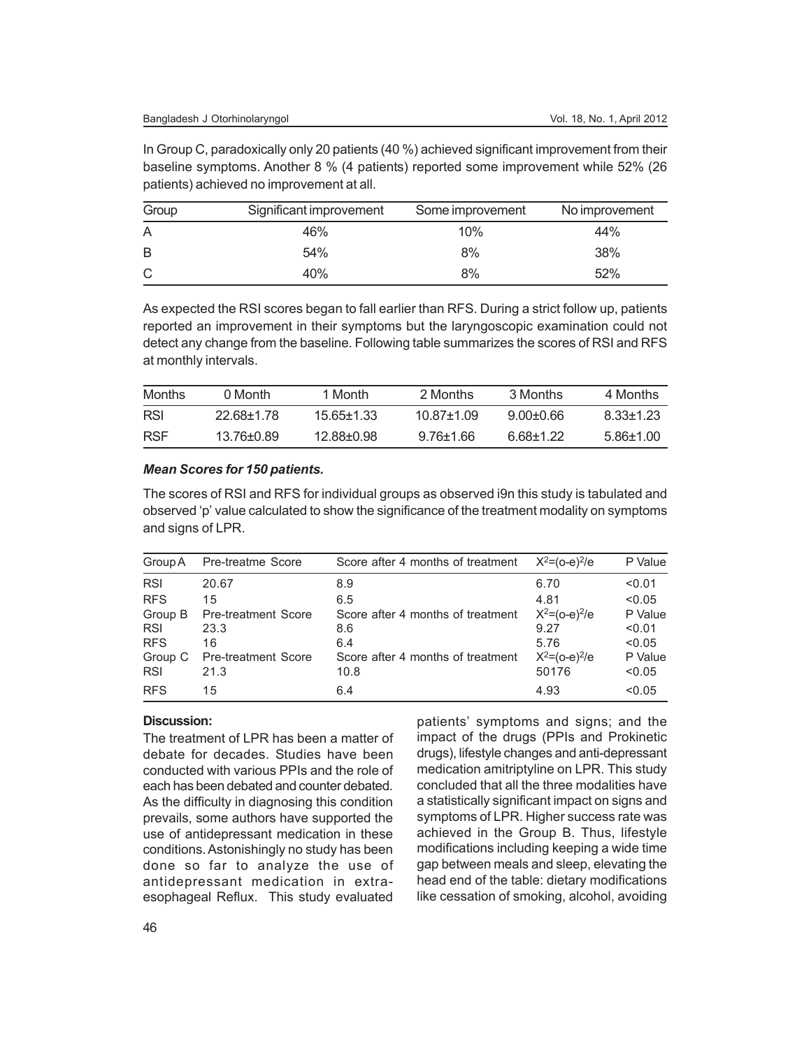In Group C, paradoxically only 20 patients (40 %) achieved significant improvement from their baseline symptoms. Another 8 % (4 patients) reported some improvement while 52% (26 patients) achieved no improvement at all.

| Group | Significant improvement | Some improvement | No improvement |
|---|---|---|---|
| A | 46% | 10% | 44% |
| B | 54% | 8% | 38% |
| C | 40% | 8% | 52% |

As expected the RSI scores began to fall earlier than RFS. During a strict follow up, patients reported an improvement in their symptoms but the laryngoscopic examination could not detect any change from the baseline. Following table summarizes the scores of RSI and RFS at monthly intervals.

| Months | 0 Month | 1 Month | 2 Months | 3 Months | 4 Months |
|---|---|---|---|---|---|
| RSI | 22.68±1.78 | 15.65±1.33 | 10.87±1.09 | 9.00±0.66 | 8.33±1.23 |
| RSF | 13.76±0.89 | 12.88±0.98 | 9.76±1.66 | 6.68±1.22 | 5.86±1.00 |

***Mean Scores for 150 patients.***

The scores of RSI and RFS for individual groups as observed i9n this study is tabulated and observed 'p' value calculated to show the significance of the treatment modality on symptoms and signs of LPR.

| Group A | Pre-treatme Score | Score after 4 months of treatment | $X^2=(o-e)^2/e$ | P Value |
|---|---|---|---|---|
| RSI | 20.67 | 8.9 | 6.70 | <0.01 |
| RFS | 15 | 6.5 | 4.81 | <0.05 |
| Group B | Pre-treatment Score | Score after 4 months of treatment | $X^2=(o-e)^2/e$ | P Value |
| RSI | 23.3 | 8.6 | 9.27 | <0.01 |
| RFS | 16 | 6.4 | 5.76 | <0.05 |
| Group C | Pre-treatment Score | Score after 4 months of treatment | $X^2=(o-e)^2/e$ | P Value |
| RSI | 21.3 | 10.8 | 50176 | <0.05 |
| RFS | 15 | 6.4 | 4.93 | <0.05 |

**Discussion:**

The treatment of LPR has been a matter of debate for decades. Studies have been conducted with various PPIs and the role of each has been debated and counter debated. As the difficulty in diagnosing this condition prevails, some authors have supported the use of antidepressant medication in these conditions. Astonishingly no study has been done so far to analyze the use of antidepressant medication in extra-esophageal Reflux. This study evaluated patients' symptoms and signs; and the impact of the drugs (PPIs and Prokinetic drugs), lifestyle changes and anti-depressant medication amitriptyline on LPR. This study concluded that all the three modalities have a statistically significant impact on signs and symptoms of LPR. Higher success rate was achieved in the Group B. Thus, lifestyle modifications including keeping a wide time gap between meals and sleep, elevating the head end of the table: dietary modifications like cessation of smoking, alcohol, avoiding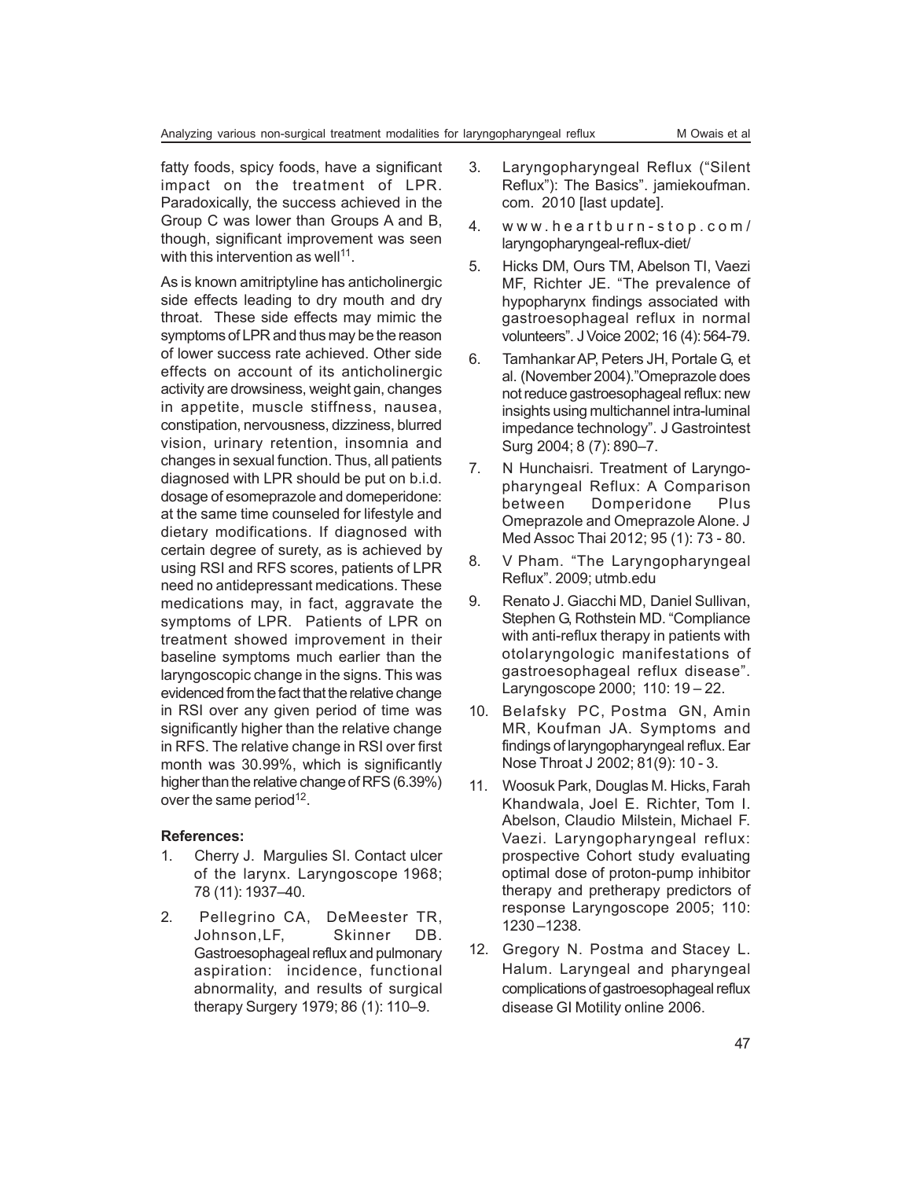fatty foods, spicy foods, have a significant impact on the treatment of LPR. Paradoxically, the success achieved in the Group C was lower than Groups A and B, though, significant improvement was seen with this intervention as well[11].

As is known amitriptyline has anticholinergic side effects leading to dry mouth and dry throat. These side effects may mimic the symptoms of LPR and thus may be the reason of lower success rate achieved. Other side effects on account of its anticholinergic activity are drowsiness, weight gain, changes in appetite, muscle stiffness, nausea, constipation, nervousness, dizziness, blurred vision, urinary retention, insomnia and changes in sexual function. Thus, all patients diagnosed with LPR should be put on b.i.d. dosage of esomeprazole and domeperidone: at the same time counseled for lifestyle and dietary modifications. If diagnosed with certain degree of surety, as is achieved by using RSI and RFS scores, patients of LPR need no antidepressant medications. These medications may, in fact, aggravate the symptoms of LPR. Patients of LPR on treatment showed improvement in their baseline symptoms much earlier than the laryngoscopic change in the signs. This was evidenced from the fact that the relative change in RSI over any given period of time was significantly higher than the relative change in RFS. The relative change in RSI over first month was 30.99%, which is significantly higher than the relative change of RFS (6.39%) over the same period[12].

**References:**

1. Cherry J. Margulies SI. Contact ulcer of the larynx. Laryngoscope 1968; 78 (11): 1937–40.
2. Pellegrino CA, DeMeester TR, Johnson,LF, Skinner DB. Gastroesophageal reflux and pulmonary aspiration: incidence, functional abnormality, and results of surgical therapy Surgery 1979; 86 (1): 110–9.
3. Laryngopharyngeal Reflux ("Silent Reflux"): The Basics". jamiekoufman.com. 2010 [last update].
4. www.heartburn-stop.com/laryngopharyngeal-reflux-diet/
5. Hicks DM, Ours TM, Abelson TI, Vaezi MF, Richter JE. "The prevalence of hypopharynx findings associated with gastroesophageal reflux in normal volunteers". J Voice 2002; 16 (4): 564-79.
6. Tamhankar AP, Peters JH, Portale G, et al. (November 2004)."Omeprazole does not reduce gastroesophageal reflux: new insights using multichannel intra-luminal impedance technology". J Gastrointest Surg 2004; 8 (7): 890–7.
7. N Hunchaisri. Treatment of Laryngopharyngeal Reflux: A Comparison between Domperidone Plus Omeprazole and Omeprazole Alone. J Med Assoc Thai 2012; 95 (1): 73 - 80.
8. V Pham. "The Laryngopharyngeal Reflux". 2009; utmb.edu
9. Renato J. Giacchi MD, Daniel Sullivan, Stephen G, Rothstein MD. "Compliance with anti-reflux therapy in patients with otolaryngologic manifestations of gastroesophageal reflux disease". Laryngoscope 2000; 110: 19 – 22.
10. Belafsky PC, Postma GN, Amin MR, Koufman JA. Symptoms and findings of laryngopharyngeal reflux. Ear Nose Throat J 2002; 81(9): 10 - 3.
11. Woosuk Park, Douglas M. Hicks, Farah Khandwala, Joel E. Richter, Tom I. Abelson, Claudio Milstein, Michael F. Vaezi. Laryngopharyngeal reflux: prospective Cohort study evaluating optimal dose of proton-pump inhibitor therapy and pretherapy predictors of response Laryngoscope 2005; 110: 1230 –1238.
12. Gregory N. Postma and Stacey L. Halum. Laryngeal and pharyngeal complications of gastroesophageal reflux disease GI Motility online 2006.